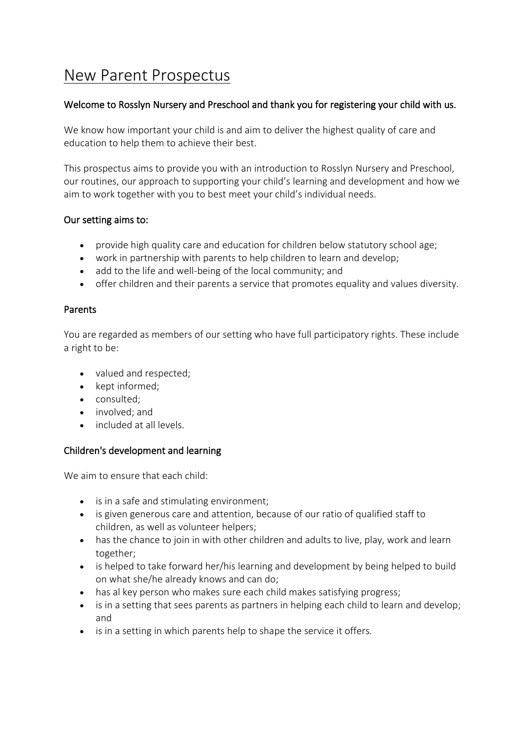# New Parent Prospectus

**Welcome to Rosslyn Nursery and Preschool and thank you for registering your child with us.**

We know how important your child is and aim to deliver the highest quality of care and education to help them to achieve their best.

This prospectus aims to provide you with an introduction to Rosslyn Nursery and Preschool, our routines, our approach to supporting your child's learning and development and how we aim to work together with you to best meet your child's individual needs.

## Our setting aims to:

- provide high quality care and education for children below statutory school age;
- work in partnership with parents to help children to learn and develop;
- add to the life and well-being of the local community; and
- offer children and their parents a service that promotes equality and values diversity.

## Parents

You are regarded as members of our setting who have full participatory rights. These include a right to be:

- valued and respected;
- kept informed;
- consulted;
- involved; and
- included at all levels.

## Children's development and learning

We aim to ensure that each child:

- is in a safe and stimulating environment;
- is given generous care and attention, because of our ratio of qualified staff to children, as well as volunteer helpers;
- has the chance to join in with other children and adults to live, play, work and learn together;
- is helped to take forward her/his learning and development by being helped to build on what she/he already knows and can do;
- has al key person who makes sure each child makes satisfying progress;
- is in a setting that sees parents as partners in helping each child to learn and develop; and
- is in a setting in which parents help to shape the service it offers.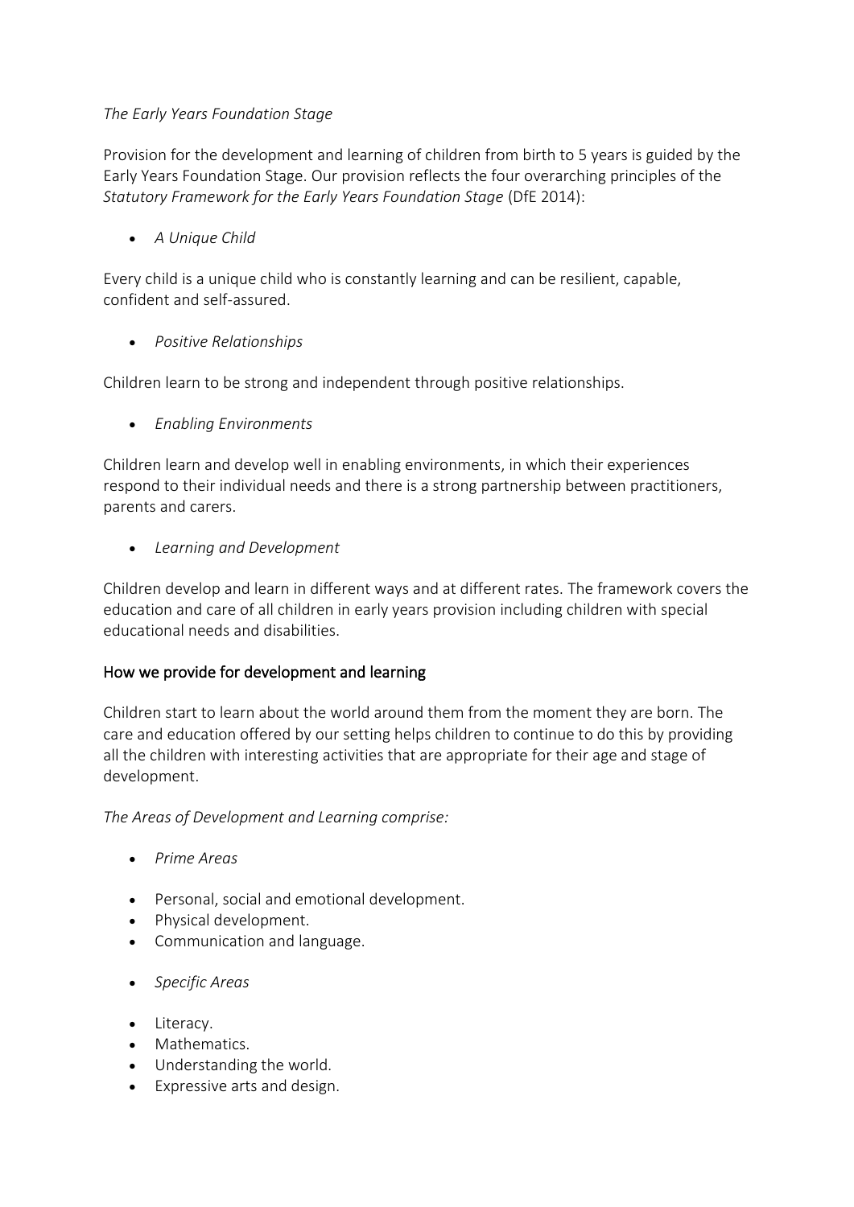*The Early Years Foundation Stage*

Provision for the development and learning of children from birth to 5 years is guided by the Early Years Foundation Stage. Our provision reflects the four overarching principles of the *Statutory Framework for the Early Years Foundation Stage* (DfE 2014):

- *A Unique Child*

Every child is a unique child who is constantly learning and can be resilient, capable, confident and self-assured.

- *Positive Relationships*

Children learn to be strong and independent through positive relationships.

- *Enabling Environments*

Children learn and develop well in enabling environments, in which their experiences respond to their individual needs and there is a strong partnership between practitioners, parents and carers.

- *Learning and Development*

Children develop and learn in different ways and at different rates. The framework covers the education and care of all children in early years provision including children with special educational needs and disabilities.

## How we provide for development and learning

Children start to learn about the world around them from the moment they are born. The care and education offered by our setting helps children to continue to do this by providing all the children with interesting activities that are appropriate for their age and stage of development.

*The Areas of Development and Learning comprise:*

- *Prime Areas*

- Personal, social and emotional development.
- Physical development.
- Communication and language.

- *Specific Areas*

- Literacy.
- Mathematics.
- Understanding the world.
- Expressive arts and design.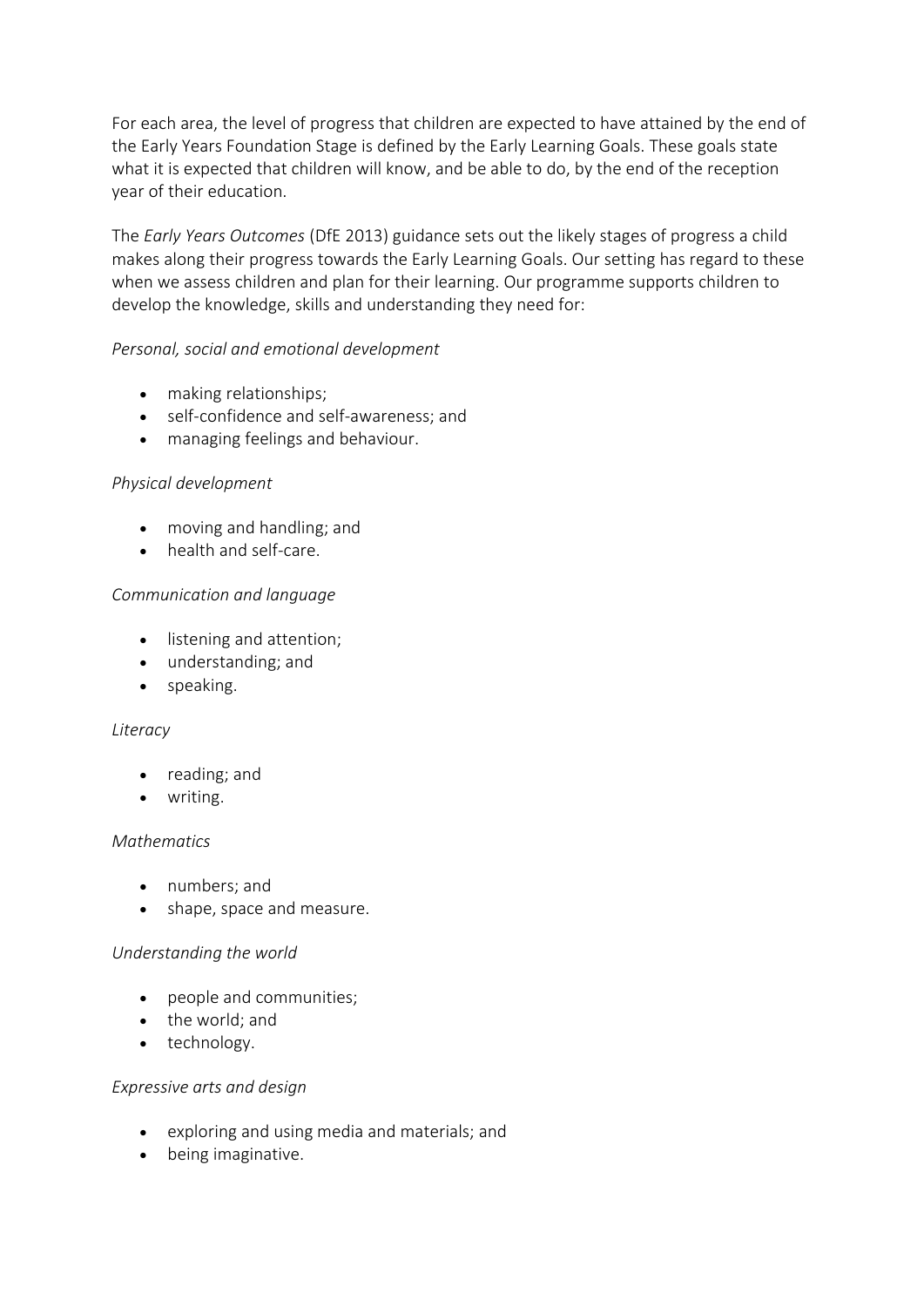For each area, the level of progress that children are expected to have attained by the end of the Early Years Foundation Stage is defined by the Early Learning Goals. These goals state what it is expected that children will know, and be able to do, by the end of the reception year of their education.

The *Early Years Outcomes* (DfE 2013) guidance sets out the likely stages of progress a child makes along their progress towards the Early Learning Goals. Our setting has regard to these when we assess children and plan for their learning. Our programme supports children to develop the knowledge, skills and understanding they need for:

*Personal, social and emotional development*

- making relationships;
- self-confidence and self-awareness; and
- managing feelings and behaviour.

*Physical development*

- moving and handling; and
- health and self-care.

*Communication and language*

- listening and attention;
- understanding; and
- speaking.

*Literacy*

- reading; and
- writing.

*Mathematics*

- numbers; and
- shape, space and measure.

*Understanding the world*

- people and communities;
- the world; and
- technology.

*Expressive arts and design*

- exploring and using media and materials; and
- being imaginative.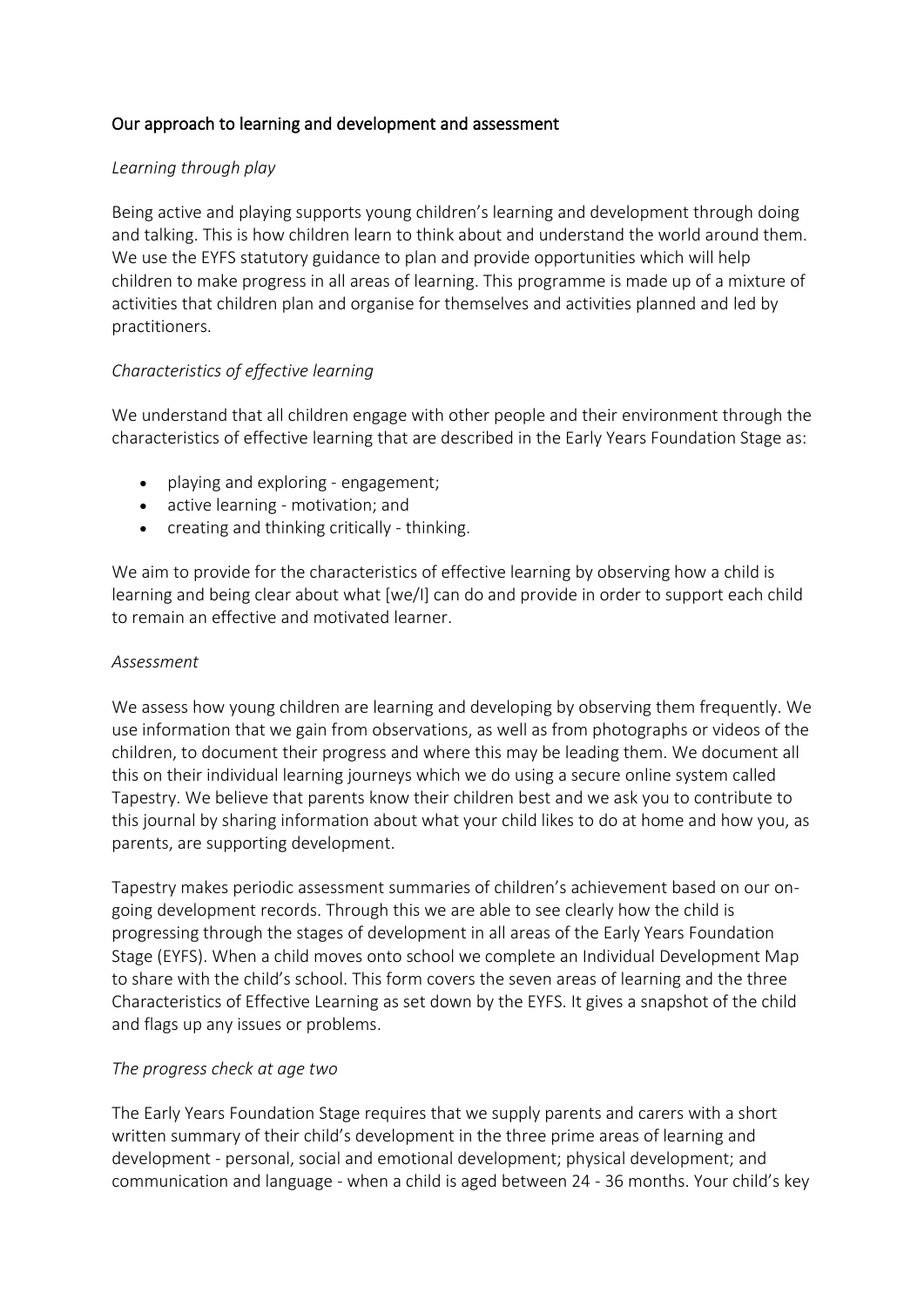## Our approach to learning and development and assessment

*Learning through play*

Being active and playing supports young children's learning and development through doing and talking. This is how children learn to think about and understand the world around them. We use the EYFS statutory guidance to plan and provide opportunities which will help children to make progress in all areas of learning. This programme is made up of a mixture of activities that children plan and organise for themselves and activities planned and led by practitioners.

*Characteristics of effective learning*

We understand that all children engage with other people and their environment through the characteristics of effective learning that are described in the Early Years Foundation Stage as:

- playing and exploring - engagement;
- active learning - motivation; and
- creating and thinking critically - thinking.

We aim to provide for the characteristics of effective learning by observing how a child is learning and being clear about what [we/I] can do and provide in order to support each child to remain an effective and motivated learner.

*Assessment*

We assess how young children are learning and developing by observing them frequently. We use information that we gain from observations, as well as from photographs or videos of the children, to document their progress and where this may be leading them. We document all this on their individual learning journeys which we do using a secure online system called Tapestry. We believe that parents know their children best and we ask you to contribute to this journal by sharing information about what your child likes to do at home and how you, as parents, are supporting development.

Tapestry makes periodic assessment summaries of children's achievement based on our on-going development records. Through this we are able to see clearly how the child is progressing through the stages of development in all areas of the Early Years Foundation Stage (EYFS). When a child moves onto school we complete an Individual Development Map to share with the child's school. This form covers the seven areas of learning and the three Characteristics of Effective Learning as set down by the EYFS. It gives a snapshot of the child and flags up any issues or problems.

*The progress check at age two*

The Early Years Foundation Stage requires that we supply parents and carers with a short written summary of their child's development in the three prime areas of learning and development - personal, social and emotional development; physical development; and communication and language - when a child is aged between 24 - 36 months. Your child's key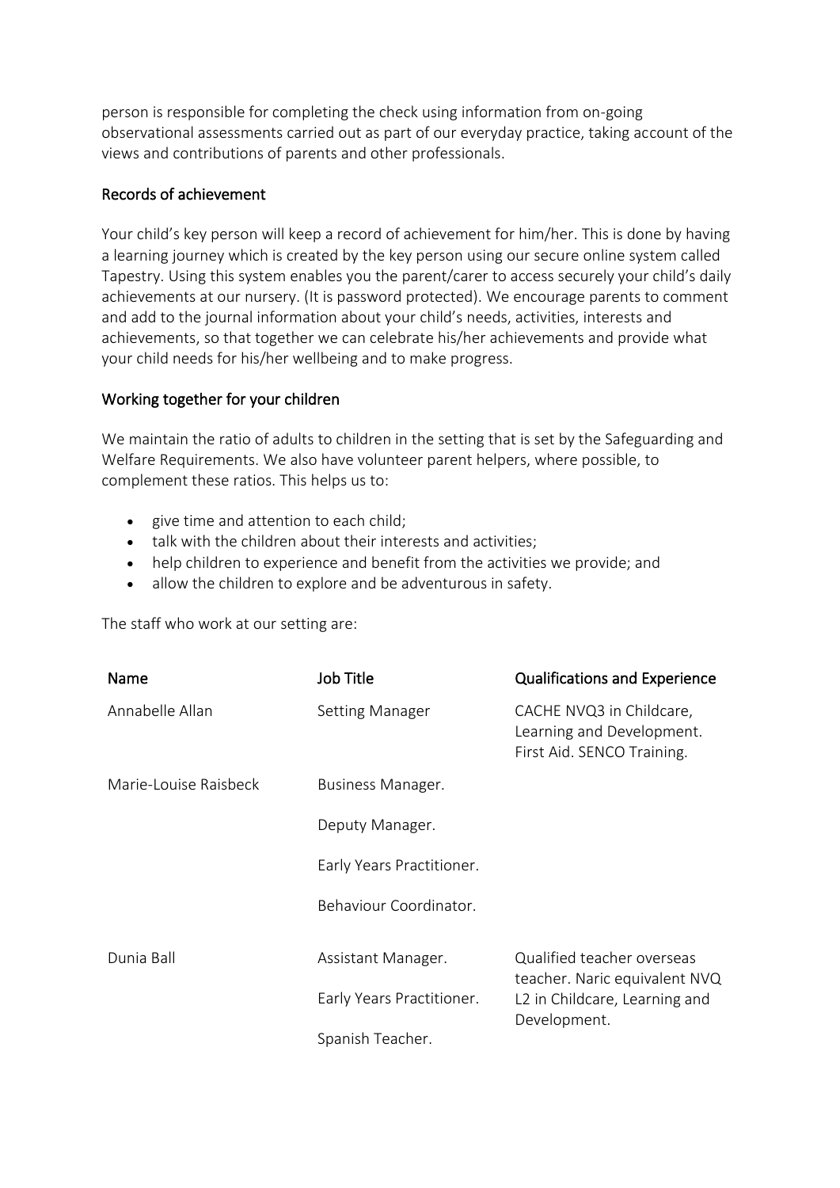person is responsible for completing the check using information from on-going observational assessments carried out as part of our everyday practice, taking account of the views and contributions of parents and other professionals.

### Records of achievement

Your child's key person will keep a record of achievement for him/her. This is done by having a learning journey which is created by the key person using our secure online system called Tapestry. Using this system enables you the parent/carer to access securely your child's daily achievements at our nursery. (It is password protected). We encourage parents to comment and add to the journal information about your child's needs, activities, interests and achievements, so that together we can celebrate his/her achievements and provide what your child needs for his/her wellbeing and to make progress.

### Working together for your children

We maintain the ratio of adults to children in the setting that is set by the Safeguarding and Welfare Requirements. We also have volunteer parent helpers, where possible, to complement these ratios. This helps us to:

- give time and attention to each child;
- talk with the children about their interests and activities;
- help children to experience and benefit from the activities we provide; and
- allow the children to explore and be adventurous in safety.

The staff who work at our setting are:

| Name | Job Title | Qualifications and Experience |
|---|---|---|
| Annabelle Allan | Setting Manager | CACHE NVQ3 in Childcare, Learning and Development. First Aid. SENCO Training. |
| Marie-Louise Raisbeck | Business Manager.<br>Deputy Manager.<br>Early Years Practitioner.<br>Behaviour Coordinator. | |
| Dunia Ball | Assistant Manager.<br>Early Years Practitioner.<br>Spanish Teacher. | Qualified teacher overseas teacher. Naric equivalent NVQ L2 in Childcare, Learning and Development. |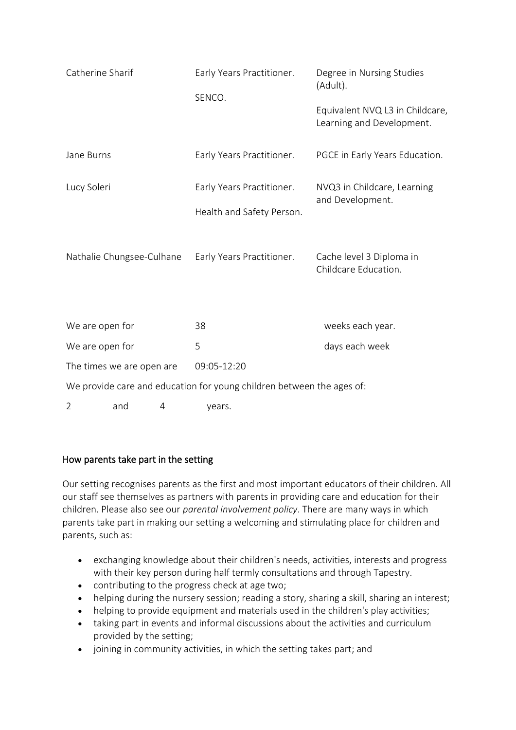| | | |
|---|---|---|
| Catherine Sharif | Early Years Practitioner.<br><br>SENCO. | Degree in Nursing Studies (Adult).<br><br>Equivalent NVQ L3 in Childcare, Learning and Development. |
| Jane Burns | Early Years Practitioner. | PGCE in Early Years Education. |
| Lucy Soleri | Early Years Practitioner.<br><br>Health and Safety Person. | NVQ3 in Childcare, Learning and Development. |
| Nathalie Chungsee-Culhane | Early Years Practitioner. | Cache level 3 Diploma in Childcare Education. |

| | | |
|---|---|---|
| We are open for | 38 | weeks each year. |
| We are open for | 5 | days each week |
| The times we are open are | 09:05-12:20 | |

We provide care and education for young children between the ages of:

2 and 4 years.

## How parents take part in the setting

Our setting recognises parents as the first and most important educators of their children. All our staff see themselves as partners with parents in providing care and education for their children. Please also see our *parental involvement policy*. There are many ways in which parents take part in making our setting a welcoming and stimulating place for children and parents, such as:

- exchanging knowledge about their children's needs, activities, interests and progress with their key person during half termly consultations and through Tapestry.
- contributing to the progress check at age two;
- helping during the nursery session; reading a story, sharing a skill, sharing an interest;
- helping to provide equipment and materials used in the children's play activities;
- taking part in events and informal discussions about the activities and curriculum provided by the setting;
- joining in community activities, in which the setting takes part; and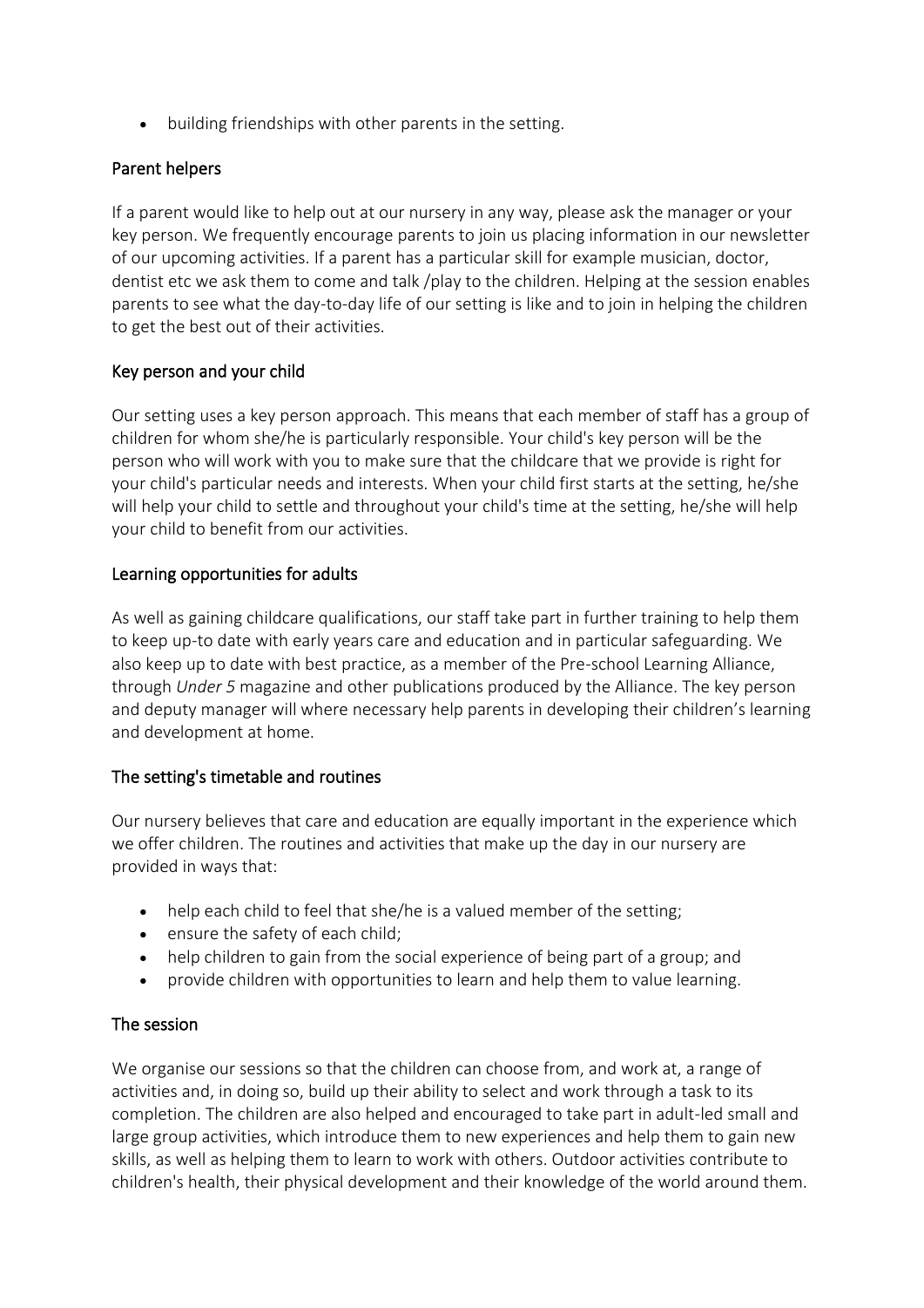- building friendships with other parents in the setting.

## Parent helpers

If a parent would like to help out at our nursery in any way, please ask the manager or your key person. We frequently encourage parents to join us placing information in our newsletter of our upcoming activities. If a parent has a particular skill for example musician, doctor, dentist etc we ask them to come and talk /play to the children. Helping at the session enables parents to see what the day-to-day life of our setting is like and to join in helping the children to get the best out of their activities.

## Key person and your child

Our setting uses a key person approach. This means that each member of staff has a group of children for whom she/he is particularly responsible. Your child's key person will be the person who will work with you to make sure that the childcare that we provide is right for your child's particular needs and interests. When your child first starts at the setting, he/she will help your child to settle and throughout your child's time at the setting, he/she will help your child to benefit from our activities.

## Learning opportunities for adults

As well as gaining childcare qualifications, our staff take part in further training to help them to keep up-to date with early years care and education and in particular safeguarding. We also keep up to date with best practice, as a member of the Pre-school Learning Alliance, through *Under 5* magazine and other publications produced by the Alliance. The key person and deputy manager will where necessary help parents in developing their children's learning and development at home.

## The setting's timetable and routines

Our nursery believes that care and education are equally important in the experience which we offer children. The routines and activities that make up the day in our nursery are provided in ways that:

- help each child to feel that she/he is a valued member of the setting;
- ensure the safety of each child;
- help children to gain from the social experience of being part of a group; and
- provide children with opportunities to learn and help them to value learning.

## The session

We organise our sessions so that the children can choose from, and work at, a range of activities and, in doing so, build up their ability to select and work through a task to its completion. The children are also helped and encouraged to take part in adult-led small and large group activities, which introduce them to new experiences and help them to gain new skills, as well as helping them to learn to work with others. Outdoor activities contribute to children's health, their physical development and their knowledge of the world around them.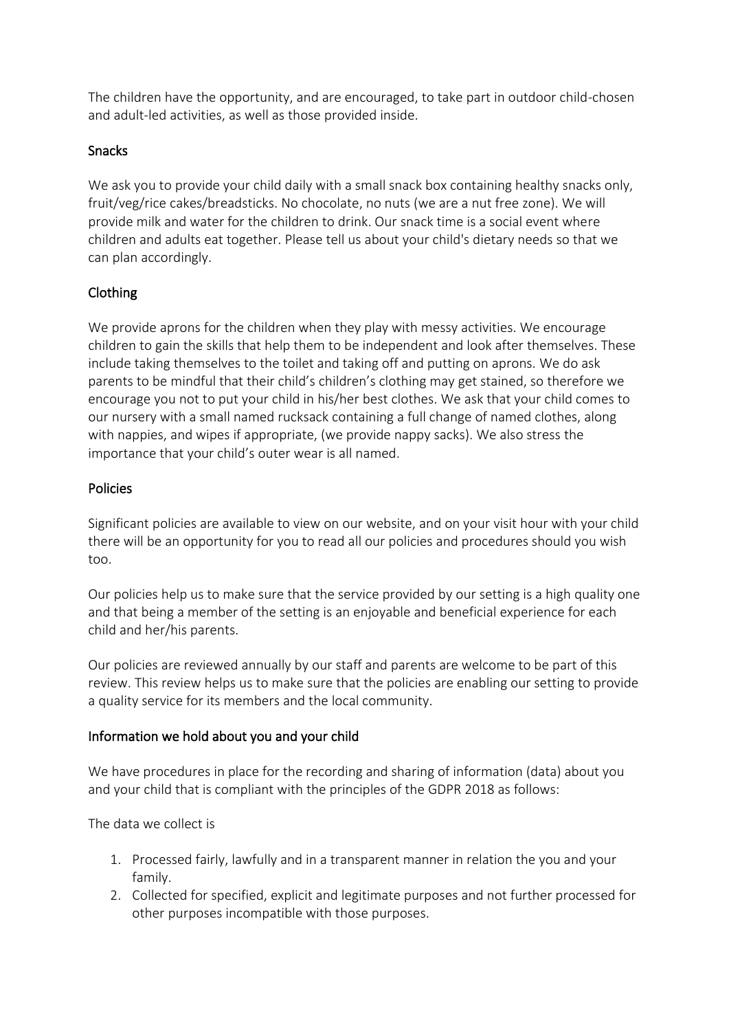The children have the opportunity, and are encouraged, to take part in outdoor child-chosen and adult-led activities, as well as those provided inside.

## Snacks

We ask you to provide your child daily with a small snack box containing healthy snacks only, fruit/veg/rice cakes/breadsticks. No chocolate, no nuts (we are a nut free zone). We will provide milk and water for the children to drink. Our snack time is a social event where children and adults eat together. Please tell us about your child's dietary needs so that we can plan accordingly.

## Clothing

We provide aprons for the children when they play with messy activities. We encourage children to gain the skills that help them to be independent and look after themselves. These include taking themselves to the toilet and taking off and putting on aprons. We do ask parents to be mindful that their child's children's clothing may get stained, so therefore we encourage you not to put your child in his/her best clothes. We ask that your child comes to our nursery with a small named rucksack containing a full change of named clothes, along with nappies, and wipes if appropriate, (we provide nappy sacks). We also stress the importance that your child's outer wear is all named.

## Policies

Significant policies are available to view on our website, and on your visit hour with your child there will be an opportunity for you to read all our policies and procedures should you wish too.

Our policies help us to make sure that the service provided by our setting is a high quality one and that being a member of the setting is an enjoyable and beneficial experience for each child and her/his parents.

Our policies are reviewed annually by our staff and parents are welcome to be part of this review. This review helps us to make sure that the policies are enabling our setting to provide a quality service for its members and the local community.

## Information we hold about you and your child

We have procedures in place for the recording and sharing of information (data) about you and your child that is compliant with the principles of the GDPR 2018 as follows:

The data we collect is

1. Processed fairly, lawfully and in a transparent manner in relation the you and your family.
2. Collected for specified, explicit and legitimate purposes and not further processed for other purposes incompatible with those purposes.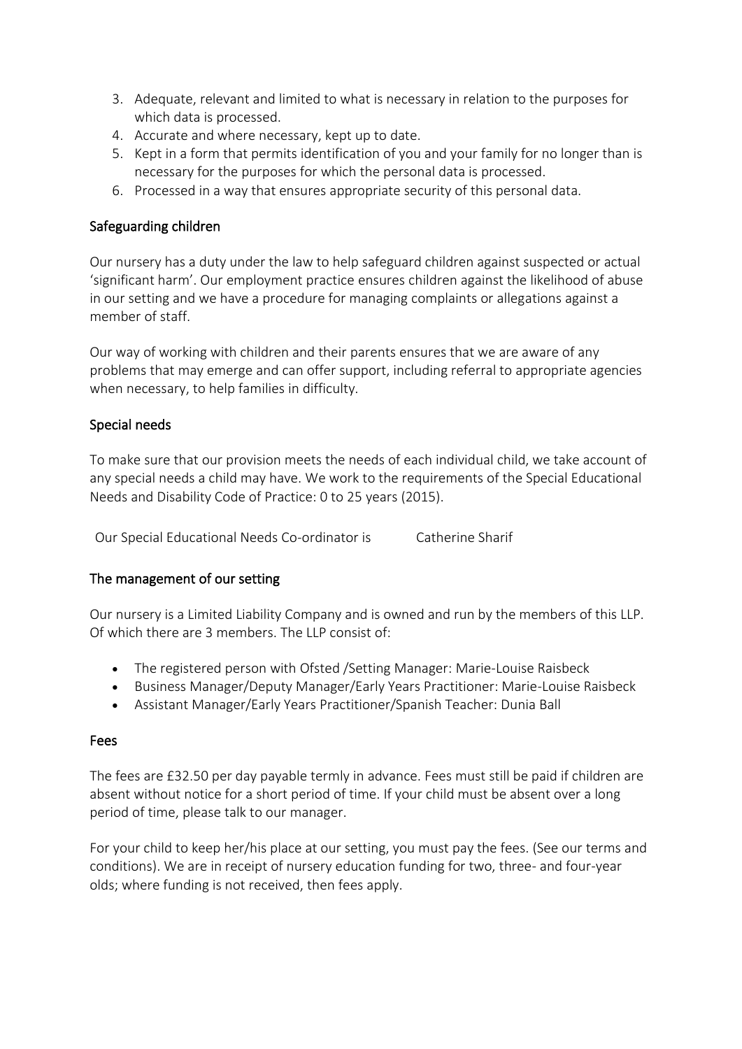3. Adequate, relevant and limited to what is necessary in relation to the purposes for which data is processed.
4. Accurate and where necessary, kept up to date.
5. Kept in a form that permits identification of you and your family for no longer than is necessary for the purposes for which the personal data is processed.
6. Processed in a way that ensures appropriate security of this personal data.

## Safeguarding children

Our nursery has a duty under the law to help safeguard children against suspected or actual 'significant harm'. Our employment practice ensures children against the likelihood of abuse in our setting and we have a procedure for managing complaints or allegations against a member of staff.

Our way of working with children and their parents ensures that we are aware of any problems that may emerge and can offer support, including referral to appropriate agencies when necessary, to help families in difficulty.

## Special needs

To make sure that our provision meets the needs of each individual child, we take account of any special needs a child may have. We work to the requirements of the Special Educational Needs and Disability Code of Practice: 0 to 25 years (2015).

Our Special Educational Needs Co-ordinator is Catherine Sharif

## The management of our setting

Our nursery is a Limited Liability Company and is owned and run by the members of this LLP. Of which there are 3 members. The LLP consist of:

- The registered person with Ofsted /Setting Manager: Marie-Louise Raisbeck
- Business Manager/Deputy Manager/Early Years Practitioner: Marie-Louise Raisbeck
- Assistant Manager/Early Years Practitioner/Spanish Teacher: Dunia Ball

## Fees

The fees are £32.50 per day payable termly in advance. Fees must still be paid if children are absent without notice for a short period of time. If your child must be absent over a long period of time, please talk to our manager.

For your child to keep her/his place at our setting, you must pay the fees. (See our terms and conditions). We are in receipt of nursery education funding for two, three- and four-year olds; where funding is not received, then fees apply.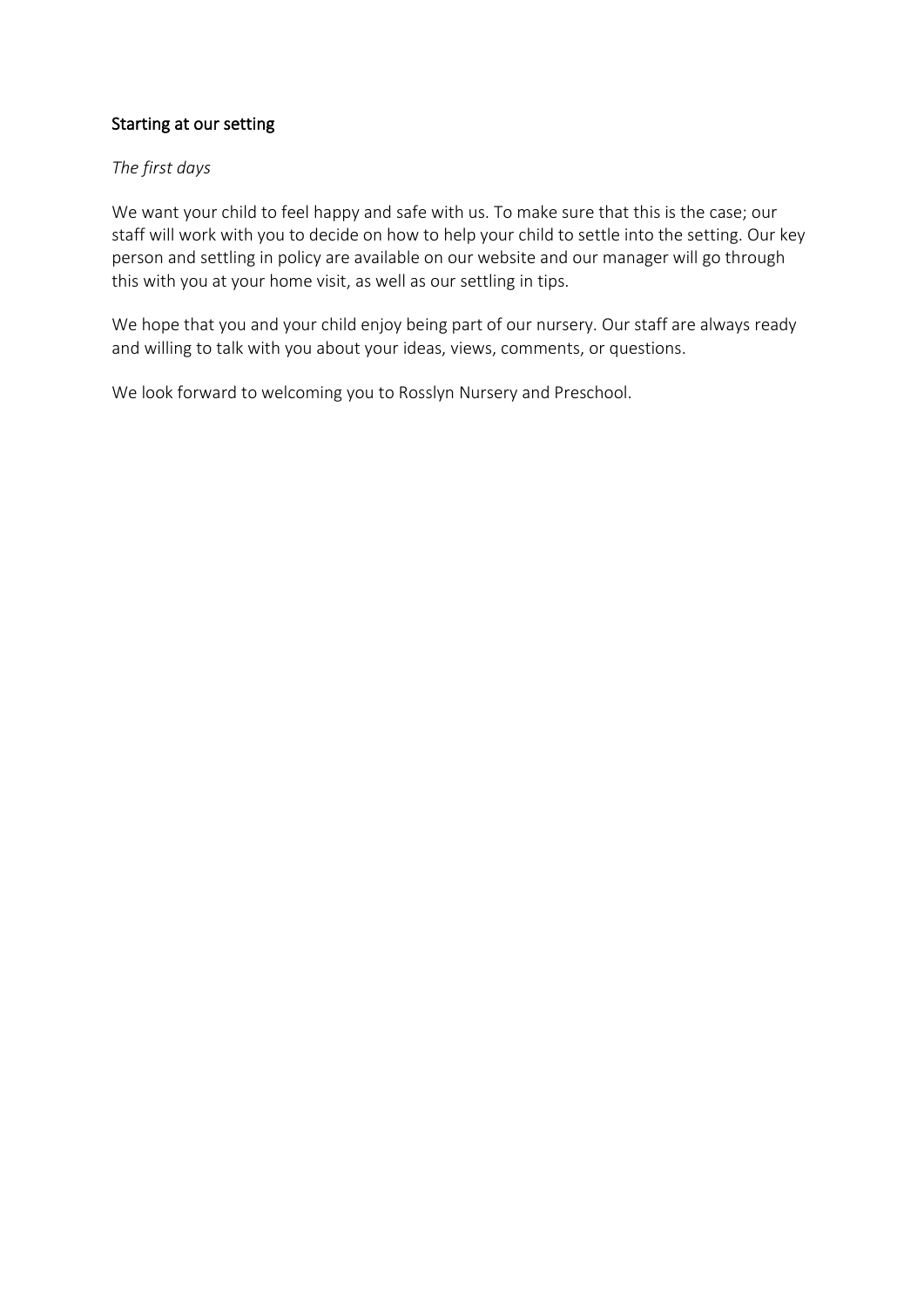## Starting at our setting

*The first days*

We want your child to feel happy and safe with us. To make sure that this is the case; our staff will work with you to decide on how to help your child to settle into the setting. Our key person and settling in policy are available on our website and our manager will go through this with you at your home visit, as well as our settling in tips.

We hope that you and your child enjoy being part of our nursery. Our staff are always ready and willing to talk with you about your ideas, views, comments, or questions.

We look forward to welcoming you to Rosslyn Nursery and Preschool.